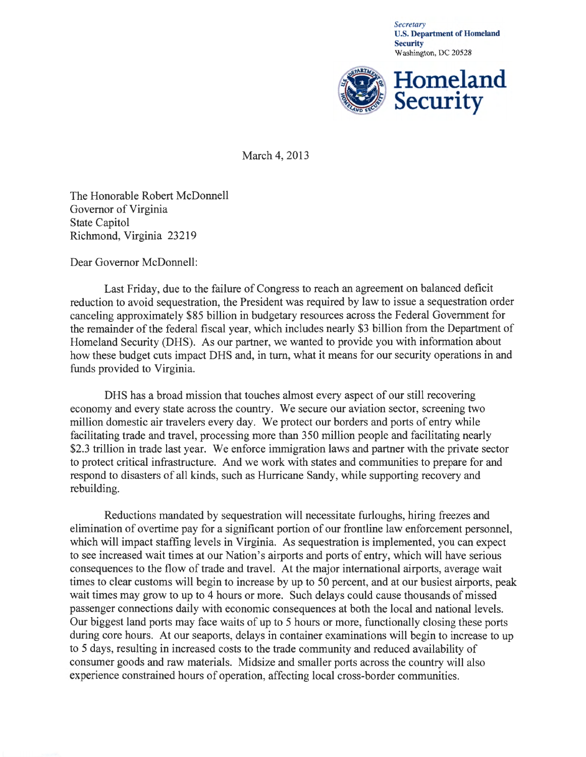*Secretary*
**U.S. Department of Homeland Security**
Washington, DC 20528

**Homeland Security**

March 4, 2013

The Honorable Robert McDonnell
Governor of Virginia
State Capitol
Richmond, Virginia 23219

Dear Governor McDonnell:

Last Friday, due to the failure of Congress to reach an agreement on balanced deficit reduction to avoid sequestration, the President was required by law to issue a sequestration order canceling approximately $85 billion in budgetary resources across the Federal Government for the remainder of the federal fiscal year, which includes nearly $3 billion from the Department of Homeland Security (DHS). As our partner, we wanted to provide you with information about how these budget cuts impact DHS and, in turn, what it means for our security operations in and funds provided to Virginia.

DHS has a broad mission that touches almost every aspect of our still recovering economy and every state across the country. We secure our aviation sector, screening two million domestic air travelers every day. We protect our borders and ports of entry while facilitating trade and travel, processing more than 350 million people and facilitating nearly $2.3 trillion in trade last year. We enforce immigration laws and partner with the private sector to protect critical infrastructure. And we work with states and communities to prepare for and respond to disasters of all kinds, such as Hurricane Sandy, while supporting recovery and rebuilding.

Reductions mandated by sequestration will necessitate furloughs, hiring freezes and elimination of overtime pay for a significant portion of our frontline law enforcement personnel, which will impact staffing levels in Virginia. As sequestration is implemented, you can expect to see increased wait times at our Nation's airports and ports of entry, which will have serious consequences to the flow of trade and travel. At the major international airports, average wait times to clear customs will begin to increase by up to 50 percent, and at our busiest airports, peak wait times may grow to up to 4 hours or more. Such delays could cause thousands of missed passenger connections daily with economic consequences at both the local and national levels. Our biggest land ports may face waits of up to 5 hours or more, functionally closing these ports during core hours. At our seaports, delays in container examinations will begin to increase to up to 5 days, resulting in increased costs to the trade community and reduced availability of consumer goods and raw materials. Midsize and smaller ports across the country will also experience constrained hours of operation, affecting local cross-border communities.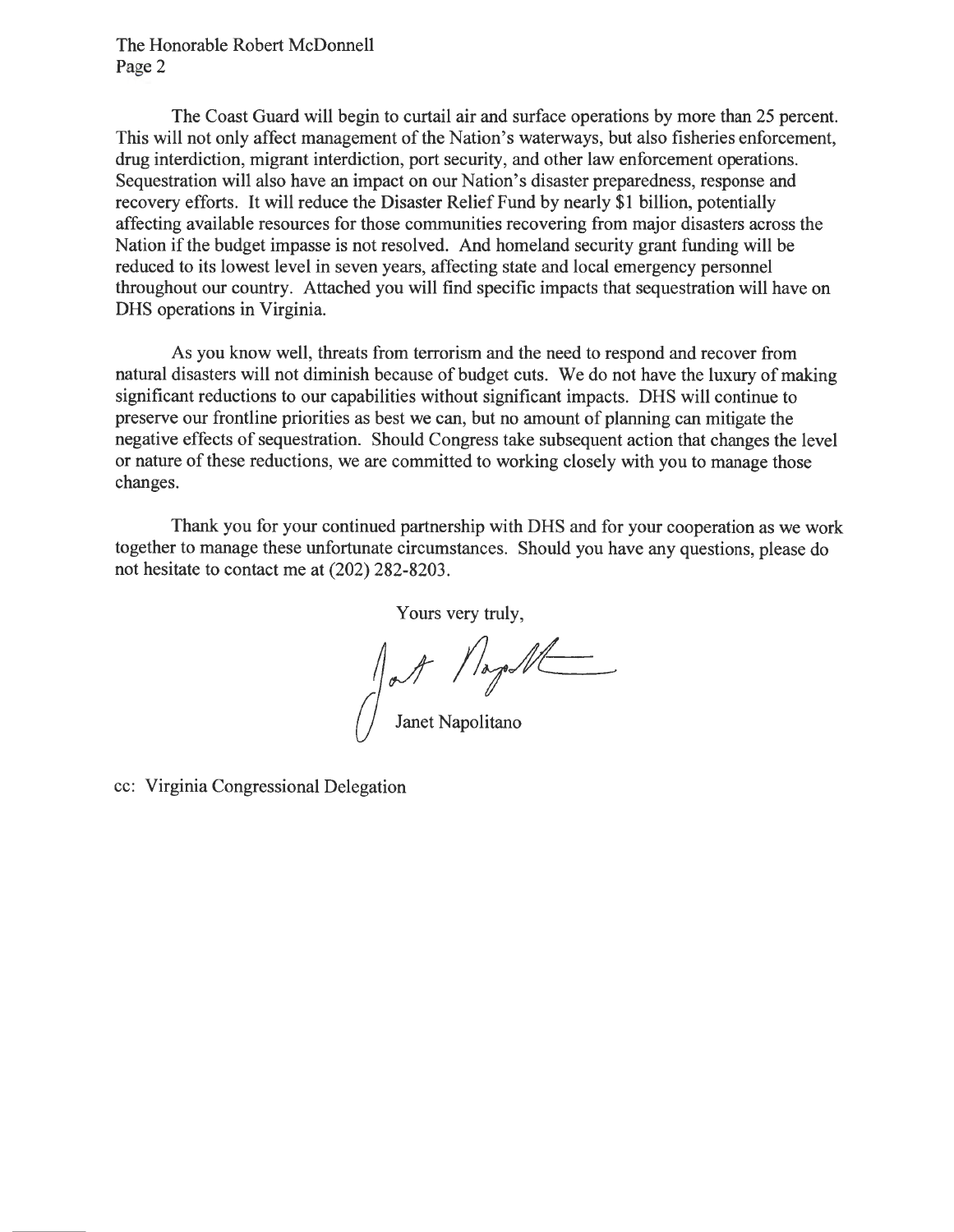The Coast Guard will begin to curtail air and surface operations by more than 25 percent. This will not only affect management of the Nation's waterways, but also fisheries enforcement, drug interdiction, migrant interdiction, port security, and other law enforcement operations. Sequestration will also have an impact on our Nation's disaster preparedness, response and recovery efforts. It will reduce the Disaster Relief Fund by nearly $1 billion, potentially affecting available resources for those communities recovering from major disasters across the Nation if the budget impasse is not resolved. And homeland security grant funding will be reduced to its lowest level in seven years, affecting state and local emergency personnel throughout our country. Attached you will find specific impacts that sequestration will have on DHS operations in Virginia.

As you know well, threats from terrorism and the need to respond and recover from natural disasters will not diminish because of budget cuts. We do not have the luxury of making significant reductions to our capabilities without significant impacts. DHS will continue to preserve our frontline priorities as best we can, but no amount of planning can mitigate the negative effects of sequestration. Should Congress take subsequent action that changes the level or nature of these reductions, we are committed to working closely with you to manage those changes.

Thank you for your continued partnership with DHS and for your cooperation as we work together to manage these unfortunate circumstances. Should you have any questions, please do not hesitate to contact me at (202) 282-8203.

Yours very truly,

Janet Napolitano

cc: Virginia Congressional Delegation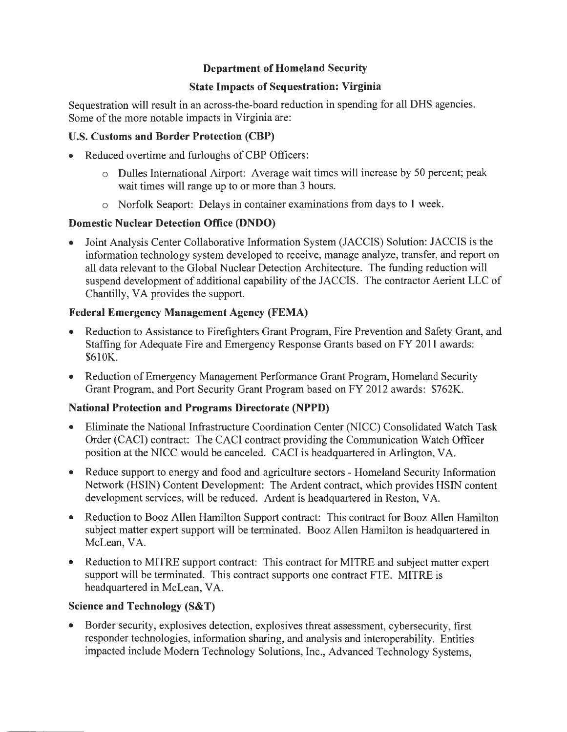## Department of Homeland Security

## State Impacts of Sequestration: Virginia

Sequestration will result in an across-the-board reduction in spending for all DHS agencies. Some of the more notable impacts in Virginia are:

### U.S. Customs and Border Protection (CBP)

- Reduced overtime and furloughs of CBP Officers:
  - Dulles International Airport: Average wait times will increase by 50 percent; peak wait times will range up to or more than 3 hours.
  - Norfolk Seaport: Delays in container examinations from days to 1 week.

### Domestic Nuclear Detection Office (DNDO)

- Joint Analysis Center Collaborative Information System (JACCIS) Solution: JACCIS is the information technology system developed to receive, manage analyze, transfer, and report on all data relevant to the Global Nuclear Detection Architecture. The funding reduction will suspend development of additional capability of the JACCIS. The contractor Aerient LLC of Chantilly, VA provides the support.

### Federal Emergency Management Agency (FEMA)

- Reduction to Assistance to Firefighters Grant Program, Fire Prevention and Safety Grant, and Staffing for Adequate Fire and Emergency Response Grants based on FY 2011 awards: $610K.
- Reduction of Emergency Management Performance Grant Program, Homeland Security Grant Program, and Port Security Grant Program based on FY 2012 awards: $762K.

### National Protection and Programs Directorate (NPPD)

- Eliminate the National Infrastructure Coordination Center (NICC) Consolidated Watch Task Order (CACI) contract: The CACI contract providing the Communication Watch Officer position at the NICC would be canceled. CACI is headquartered in Arlington, VA.
- Reduce support to energy and food and agriculture sectors - Homeland Security Information Network (HSIN) Content Development: The Ardent contract, which provides HSIN content development services, will be reduced. Ardent is headquartered in Reston, VA.
- Reduction to Booz Allen Hamilton Support contract: This contract for Booz Allen Hamilton subject matter expert support will be terminated. Booz Allen Hamilton is headquartered in McLean, VA.
- Reduction to MITRE support contract: This contract for MITRE and subject matter expert support will be terminated. This contract supports one contract FTE. MITRE is headquartered in McLean, VA.

### Science and Technology (S&T)

- Border security, explosives detection, explosives threat assessment, cybersecurity, first responder technologies, information sharing, and analysis and interoperability. Entities impacted include Modern Technology Solutions, Inc., Advanced Technology Systems,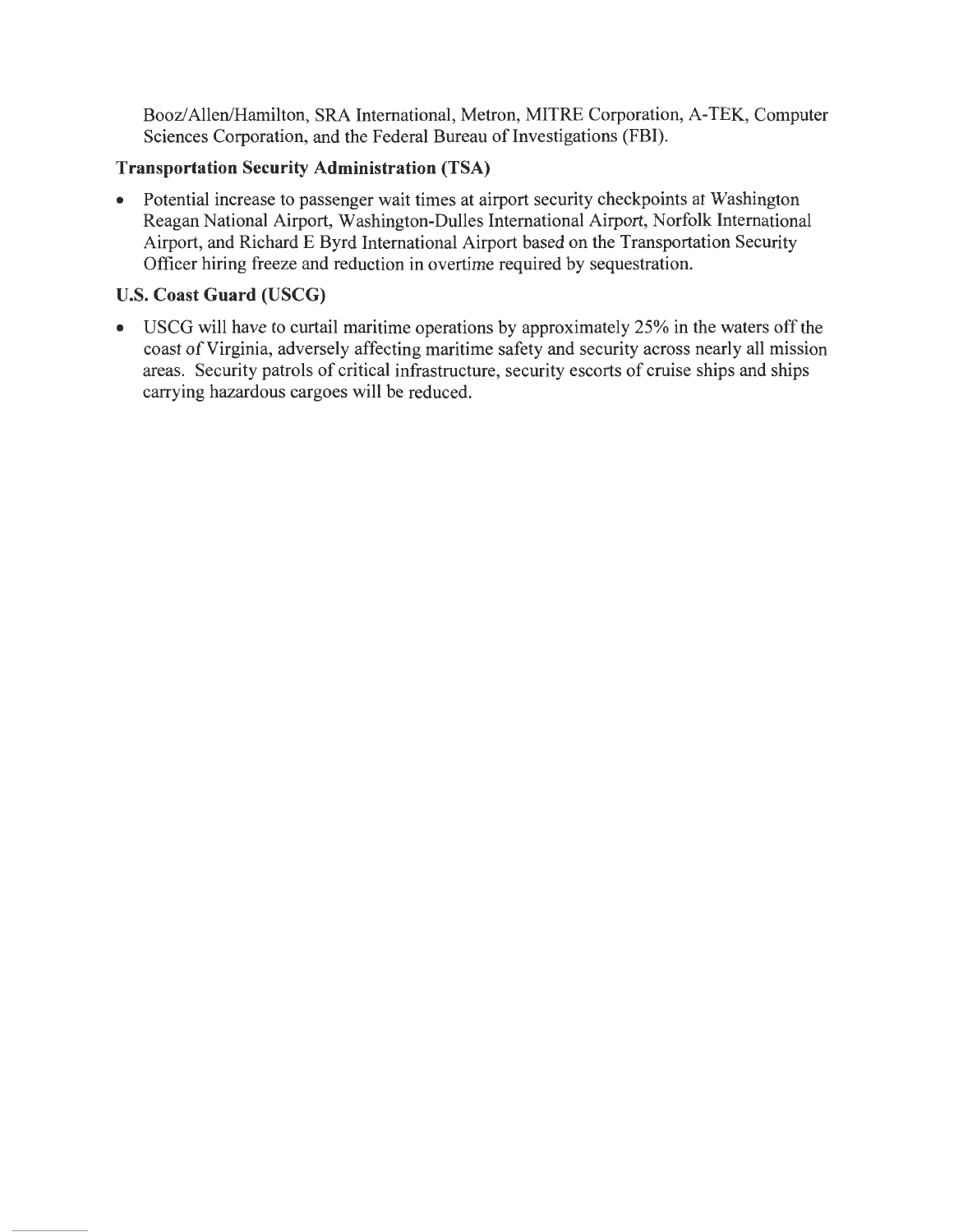Booz/Allen/Hamilton, SRA International, Metron, MITRE Corporation, A-TEK, Computer Sciences Corporation, and the Federal Bureau of Investigations (FBI).

**Transportation Security Administration (TSA)**

- Potential increase to passenger wait times at airport security checkpoints at Washington Reagan National Airport, Washington-Dulles International Airport, Norfolk International Airport, and Richard E Byrd International Airport based on the Transportation Security Officer hiring freeze and reduction in overtime required by sequestration.

**U.S. Coast Guard (USCG)**

- USCG will have to curtail maritime operations by approximately 25% in the waters off the coast of Virginia, adversely affecting maritime safety and security across nearly all mission areas. Security patrols of critical infrastructure, security escorts of cruise ships and ships carrying hazardous cargoes will be reduced.